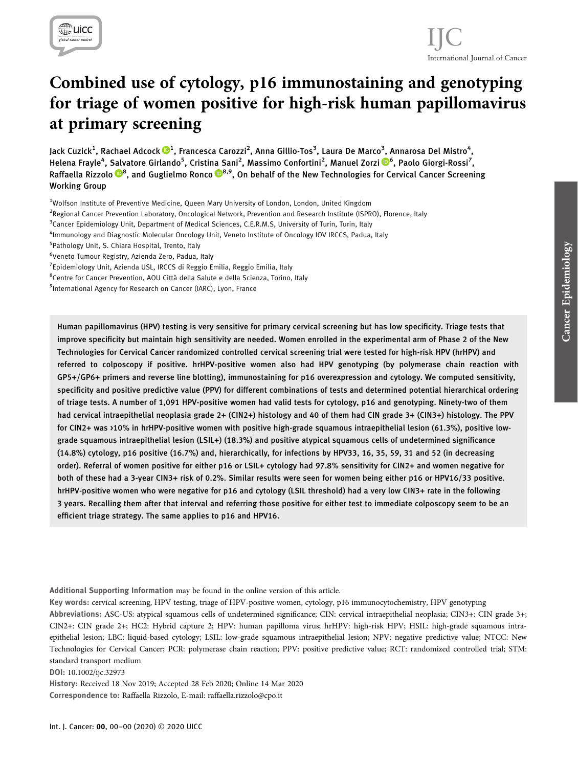# Combined use of cytology, p16 immunostaining and genotyping for triage of women positive for high-risk human papillomavirus at primary screening

Jack Cuzick[1], Rachael Adcock[1], Francesca Carozzi[2], Anna Gillio-Tos[3], Laura De Marco[3], Annarosa Del Mistro[4], Helena Frayle[4], Salvatore Girlando[5], Cristina Sani[2], Massimo Confortini[2], Manuel Zorzi[6], Paolo Giorgi-Rossi[7], Raffaella Rizzolo[8], and Guglielmo Ronco[8,9], On behalf of the New Technologies for Cervical Cancer Screening Working Group

[1]Wolfson Institute of Preventive Medicine, Queen Mary University of London, London, United Kingdom

[2]Regional Cancer Prevention Laboratory, Oncological Network, Prevention and Research Institute (ISPRO), Florence, Italy

[3]Cancer Epidemiology Unit, Department of Medical Sciences, C.E.R.M.S, University of Turin, Turin, Italy

[4]Immunology and Diagnostic Molecular Oncology Unit, Veneto Institute of Oncology IOV IRCCS, Padua, Italy

[5]Pathology Unit, S. Chiara Hospital, Trento, Italy

[6]Veneto Tumour Registry, Azienda Zero, Padua, Italy

[7]Epidemiology Unit, Azienda USL, IRCCS di Reggio Emilia, Reggio Emilia, Italy

[8]Centre for Cancer Prevention, AOU Città della Salute e della Scienza, Torino, Italy

[9]International Agency for Research on Cancer (IARC), Lyon, France

Human papillomavirus (HPV) testing is very sensitive for primary cervical screening but has low specificity. Triage tests that improve specificity but maintain high sensitivity are needed. Women enrolled in the experimental arm of Phase 2 of the New Technologies for Cervical Cancer randomized controlled cervical screening trial were tested for high-risk HPV (hrHPV) and referred to colposcopy if positive. hrHPV-positive women also had HPV genotyping (by polymerase chain reaction with GP5+/GP6+ primers and reverse line blotting), immunostaining for p16 overexpression and cytology. We computed sensitivity, specificity and positive predictive value (PPV) for different combinations of tests and determined potential hierarchical ordering of triage tests. A number of 1,091 HPV-positive women had valid tests for cytology, p16 and genotyping. Ninety-two of them had cervical intraepithelial neoplasia grade 2+ (CIN2+) histology and 40 of them had CIN grade 3+ (CIN3+) histology. The PPV for CIN2+ was >10% in hrHPV-positive women with positive high-grade squamous intraepithelial lesion (61.3%), positive low-grade squamous intraepithelial lesion (LSIL+) (18.3%) and positive atypical squamous cells of undetermined significance (14.8%) cytology, p16 positive (16.7%) and, hierarchically, for infections by HPV33, 16, 35, 59, 31 and 52 (in decreasing order). Referral of women positive for either p16 or LSIL+ cytology had 97.8% sensitivity for CIN2+ and women negative for both of these had a 3-year CIN3+ risk of 0.2%. Similar results were seen for women being either p16 or HPV16/33 positive. hrHPV-positive women who were negative for p16 and cytology (LSIL threshold) had a very low CIN3+ rate in the following 3 years. Recalling them after that interval and referring those positive for either test to immediate colposcopy seem to be an efficient triage strategy. The same applies to p16 and HPV16.

**Additional Supporting Information** may be found in the online version of this article.

**Key words:** cervical screening, HPV testing, triage of HPV-positive women, cytology, p16 immunocytochemistry, HPV genotyping

**Abbreviations:** ASC-US: atypical squamous cells of undetermined significance; CIN: cervical intraepithelial neoplasia; CIN3+: CIN grade 3+; CIN2+: CIN grade 2+; HC2: Hybrid capture 2; HPV: human papilloma virus; hrHPV: high-risk HPV; HSIL: high-grade squamous intraepithelial lesion; LBC: liquid-based cytology; LSIL: low-grade squamous intraepithelial lesion; NPV: negative predictive value; NTCC: New Technologies for Cervical Cancer; PCR: polymerase chain reaction; PPV: positive predictive value; RCT: randomized controlled trial; STM: standard transport medium

**DOI:** 10.1002/ijc.32973

**History:** Received 18 Nov 2019; Accepted 28 Feb 2020; Online 14 Mar 2020

**Correspondence to:** Raffaella Rizzolo, E-mail: raffaella.rizzolo@cpo.it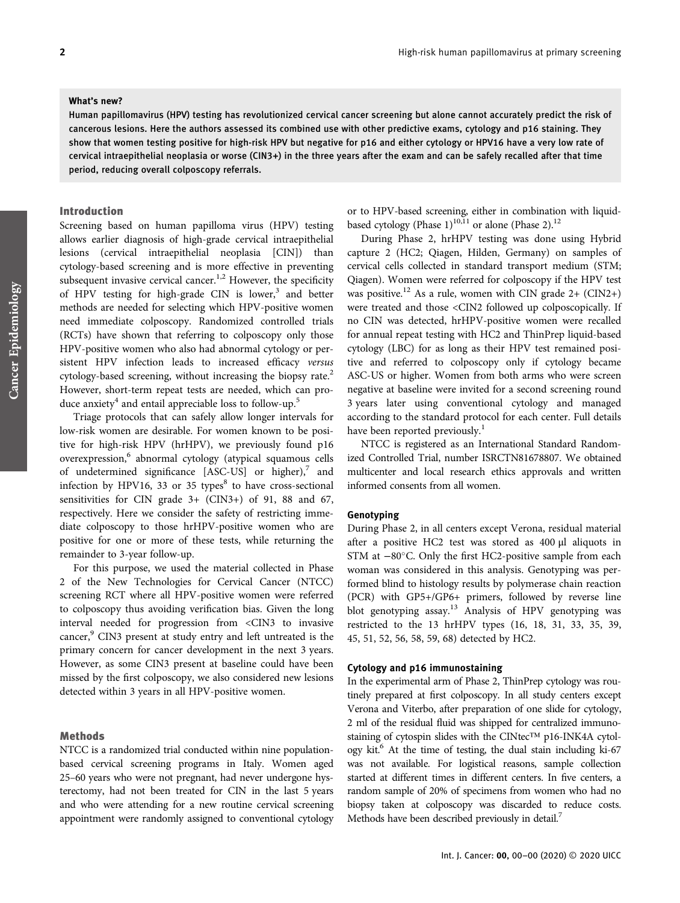**What's new?**

Human papillomavirus (HPV) testing has revolutionized cervical cancer screening but alone cannot accurately predict the risk of cancerous lesions. Here the authors assessed its combined use with other predictive exams, cytology and p16 staining. They show that women testing positive for high-risk HPV but negative for p16 and either cytology or HPV16 have a very low rate of cervical intraepithelial neoplasia or worse (CIN3+) in the three years after the exam and can be safely recalled after that time period, reducing overall colposcopy referrals.

## Introduction

Screening based on human papilloma virus (HPV) testing allows earlier diagnosis of high-grade cervical intraepithelial lesions (cervical intraepithelial neoplasia [CIN]) than cytology-based screening and is more effective in preventing subsequent invasive cervical cancer.[1,2] However, the specificity of HPV testing for high-grade CIN is lower,[3] and better methods are needed for selecting which HPV-positive women need immediate colposcopy. Randomized controlled trials (RCTs) have shown that referring to colposcopy only those HPV-positive women who also had abnormal cytology or persistent HPV infection leads to increased efficacy *versus* cytology-based screening, without increasing the biopsy rate.[2] However, short-term repeat tests are needed, which can produce anxiety[4] and entail appreciable loss to follow-up.[5]

Triage protocols that can safely allow longer intervals for low-risk women are desirable. For women known to be positive for high-risk HPV (hrHPV), we previously found p16 overexpression,[6] abnormal cytology (atypical squamous cells of undetermined significance [ASC-US] or higher),[7] and infection by HPV16, 33 or 35 types[8] to have cross-sectional sensitivities for CIN grade 3+ (CIN3+) of 91, 88 and 67, respectively. Here we consider the safety of restricting immediate colposcopy to those hrHPV-positive women who are positive for one or more of these tests, while returning the remainder to 3-year follow-up.

For this purpose, we used the material collected in Phase 2 of the New Technologies for Cervical Cancer (NTCC) screening RCT where all HPV-positive women were referred to colposcopy thus avoiding verification bias. Given the long interval needed for progression from <CIN3 to invasive cancer,[9] CIN3 present at study entry and left untreated is the primary concern for cancer development in the next 3 years. However, as some CIN3 present at baseline could have been missed by the first colposcopy, we also considered new lesions detected within 3 years in all HPV-positive women.

## Methods

NTCC is a randomized trial conducted within nine population-based cervical screening programs in Italy. Women aged 25–60 years who were not pregnant, had never undergone hysterectomy, had not been treated for CIN in the last 5 years and who were attending for a new routine cervical screening appointment were randomly assigned to conventional cytology or to HPV-based screening, either in combination with liquid-based cytology (Phase 1)[10,11] or alone (Phase 2).[12]

During Phase 2, hrHPV testing was done using Hybrid capture 2 (HC2; Qiagen, Hilden, Germany) on samples of cervical cells collected in standard transport medium (STM; Qiagen). Women were referred for colposcopy if the HPV test was positive.[12] As a rule, women with CIN grade 2+ (CIN2+) were treated and those <CIN2 followed up colposcopically. If no CIN was detected, hrHPV-positive women were recalled for annual repeat testing with HC2 and ThinPrep liquid-based cytology (LBC) for as long as their HPV test remained positive and referred to colposcopy only if cytology became ASC-US or higher. Women from both arms who were screen negative at baseline were invited for a second screening round 3 years later using conventional cytology and managed according to the standard protocol for each center. Full details have been reported previously.[1]

NTCC is registered as an International Standard Randomized Controlled Trial, number ISRCTN81678807. We obtained multicenter and local research ethics approvals and written informed consents from all women.

### Genotyping

During Phase 2, in all centers except Verona, residual material after a positive HC2 test was stored as 400 µl aliquots in STM at −80°C. Only the first HC2-positive sample from each woman was considered in this analysis. Genotyping was performed blind to histology results by polymerase chain reaction (PCR) with GP5+/GP6+ primers, followed by reverse line blot genotyping assay.[13] Analysis of HPV genotyping was restricted to the 13 hrHPV types (16, 18, 31, 33, 35, 39, 45, 51, 52, 56, 58, 59, 68) detected by HC2.

### Cytology and p16 immunostaining

In the experimental arm of Phase 2, ThinPrep cytology was routinely prepared at first colposcopy. In all study centers except Verona and Viterbo, after preparation of one slide for cytology, 2 ml of the residual fluid was shipped for centralized immunostaining of cytospin slides with the CINtec™ p16-INK4A cytology kit.[6] At the time of testing, the dual stain including ki-67 was not available. For logistical reasons, sample collection started at different times in different centers. In five centers, a random sample of 20% of specimens from women who had no biopsy taken at colposcopy was discarded to reduce costs. Methods have been described previously in detail.[7]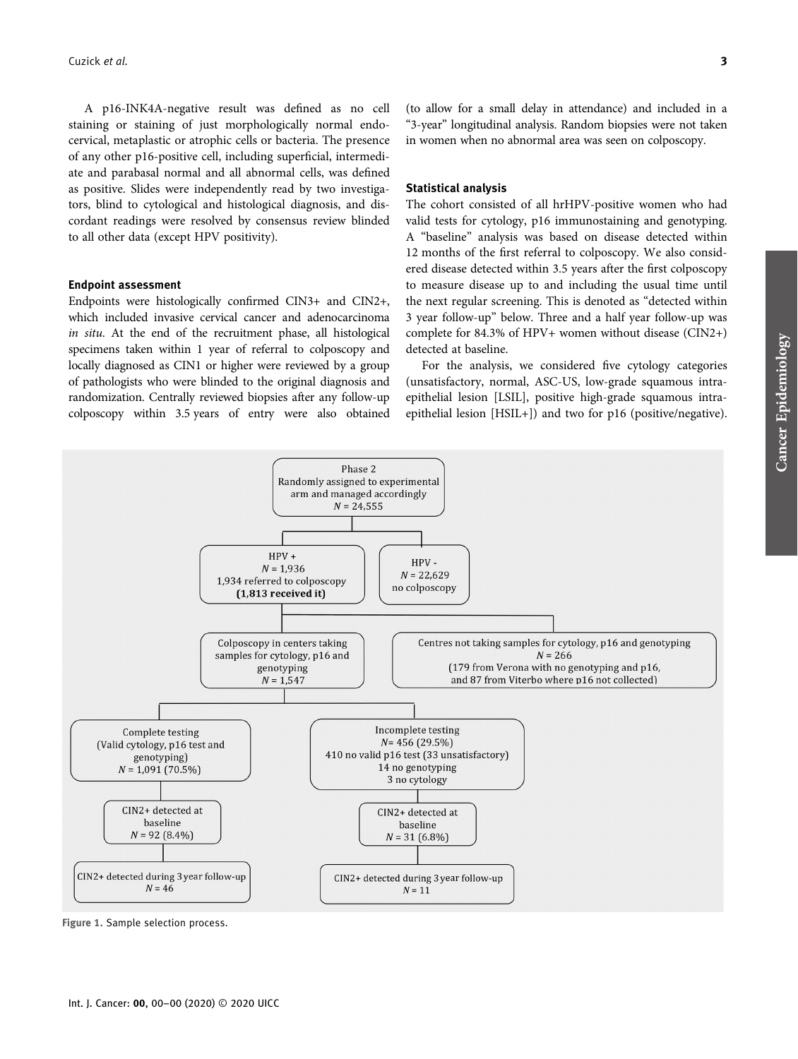A p16-INK4A-negative result was defined as no cell staining or staining of just morphologically normal endocervical, metaplastic or atrophic cells or bacteria. The presence of any other p16-positive cell, including superficial, intermediate and parabasal normal and all abnormal cells, was defined as positive. Slides were independently read by two investigators, blind to cytological and histological diagnosis, and discordant readings were resolved by consensus review blinded to all other data (except HPV positivity).

### Endpoint assessment

Endpoints were histologically confirmed CIN3+ and CIN2+, which included invasive cervical cancer and adenocarcinoma *in situ*. At the end of the recruitment phase, all histological specimens taken within 1 year of referral to colposcopy and locally diagnosed as CIN1 or higher were reviewed by a group of pathologists who were blinded to the original diagnosis and randomization. Centrally reviewed biopsies after any follow-up colposcopy within 3.5 years of entry were also obtained (to allow for a small delay in attendance) and included in a "3-year" longitudinal analysis. Random biopsies were not taken in women when no abnormal area was seen on colposcopy.

### Statistical analysis

The cohort consisted of all hrHPV-positive women who had valid tests for cytology, p16 immunostaining and genotyping. A "baseline" analysis was based on disease detected within 12 months of the first referral to colposcopy. We also considered disease detected within 3.5 years after the first colposcopy to measure disease up to and including the usual time until the next regular screening. This is denoted as "detected within 3 year follow-up" below. Three and a half year follow-up was complete for 84.3% of HPV+ women without disease (CIN2+) detected at baseline.

For the analysis, we considered five cytology categories (unsatisfactory, normal, ASC-US, low-grade squamous intraepithelial lesion [LSIL], positive high-grade squamous intraepithelial lesion [HSIL+]) and two for p16 (positive/negative).

- Phase 2: Randomly assigned to experimental arm and managed accordingly, $N$ = 24,555
  - HPV +: $N$ = 1,936; 1,934 referred to colposcopy (**1,813 received it**)
    - Colposcopy in centers taking samples for cytology, p16 and genotyping: $N$ = 1,547
      - Complete testing (Valid cytology, p16 test and genotyping): $N$ = 1,091 (70.5%)
        - CIN2+ detected at baseline: $N$ = 92 (8.4%)
        - CIN2+ detected during 3 year follow-up: $N$ = 46
      - Incomplete testing: $N$= 456 (29.5%); 410 no valid p16 test (33 unsatisfactory); 14 no genotyping; 3 no cytology
        - CIN2+ detected at baseline: $N$ = 31 (6.8%)
        - CIN2+ detected during 3 year follow-up: $N$ = 11
    - Centres not taking samples for cytology, p16 and genotyping: $N$ = 266 (179 from Verona with no genotyping and p16, and 87 from Viterbo where p16 not collected)
  - HPV -: $N$ = 22,629; no colposcopy

Figure 1. Sample selection process.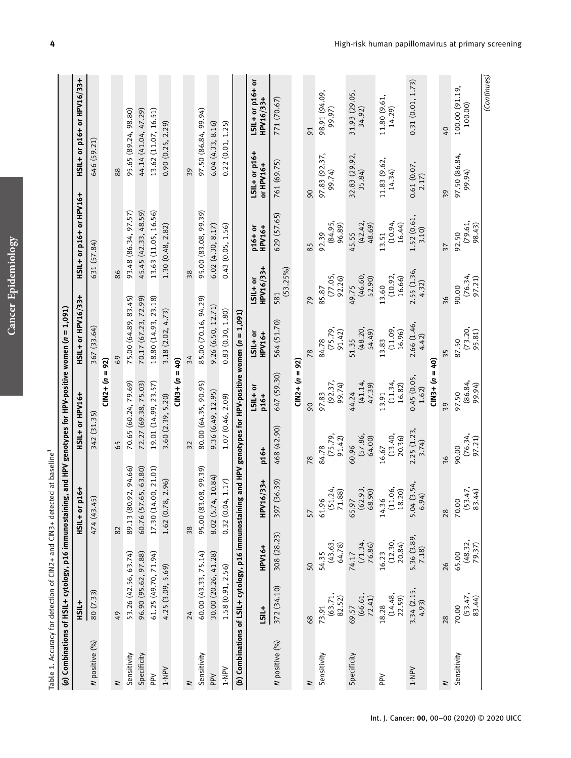Table 1. Accuracy for detection of CIN2+ and CIN3+ detected at baseline[1]

(a) Combinations of HSIL+ cytology, p16 immunostaining, and HPV genotypes for HPV-positive women (n = 1,091)

| | HSIL+ | HSIL+ or p16+ | HSIL+ or HPV16+ | HSIL+ or HPV16/33+ | HSIL+ or p16+ or HPV16+ | HSIL+ or p16+ or HPV16/33+ |
|---|---|---|---|---|---|---|
| N positive (%) | 80 (7.33) | 474 (43.45) | 342 (31.35) | 367 (33.64) | 631 (57.84) | 646 (59.21) |
| **CIN2+ (n = 92)** | | | | | | |
| N | 49 | 82 | 65 | 69 | 86 | 88 |
| Sensitivity | 53.26 (42.56, 63.74) | 89.13 (80.92, 94.66) | 70.65 (60.24, 79.69) | 75.00 (64.89, 83.45) | 93.48 (86.34, 97.57) | 95.65 (89.24, 98.80) |
| Specificity | 96.90 (95.62, 97.88) | 60.76 (57.65, 63.80) | 72.27 (69.38, 75.03) | 70.17 (67.23, 72.99) | 45.45 (42.33, 48.59) | 44.14 (41.04, 47.29) |
| PPV | 61.25 (49.70, 71.94) | 17.30 (14.00, 21.01) | 19.01 (14.99, 23.57) | 18.80 (14.93, 23.18) | 13.63 (11.05, 16.56) | 13.62 (11.07, 16.51) |
| 1-NPV | 4.25 (3.09, 5.69) | 1.62 (0.78, 2.96) | 3.60 (2.39, 5.20) | 3.18 (2.02, 4.73) | 1.30 (0.48, 2.82) | 0.90 (0.25, 2.29) |
| **CIN3+ (n = 40)** | | | | | | |
| N | 24 | 38 | 32 | 34 | 38 | 39 |
| Sensitivity | 60.00 (43.33, 75.14) | 95.00 (83.08, 99.39) | 80.00 (64.35, 90.95) | 85.00 (70.16, 94.29) | 95.00 (83.08, 99.39) | 97.50 (86.84, 99.94) |
| PPV | 30.00 (20.26, 41.28) | 8.02 (5.74, 10.84) | 9.36 (6.49, 12.95) | 9.26 (6.50, 12.71) | 6.02 (4.30, 8.17) | 6.04 (4.33, 8.16) |
| 1-NPV | 1.58 (0.91, 2.56) | 0.32 (0.04, 1.17) | 1.07 (0.46, 2.09) | 0.83 (0.30, 1.80) | 0.43 (0.05, 1.56) | 0.22 (0.01, 1.25) |

(b) Combinations of LSIL+ cytology, p16 immunostaining and HPV genotypes for HPV-positive women (n = 1,091)

| | LSIL+ | HPV16+ | HPV16/33+ | p16+ | LSIL+ or p16+ | LSIL+ or HPV16+ | LSIL+ or HPV16/33+ | p16+ or HPV16+ | LSIL+ or p16+ or HPV16+ | LSIL+ or p16+ or HPV16/33+ |
|---|---|---|---|---|---|---|---|---|---|---|
| N positive (%) | 372 (34.10) | 308 (28.23) | 397 (36.39) | 468 (42.90) | 647 (59.30) | 564 (51.70) | 581 (53.25%) | 629 (57.65) | 761 (69.75) | 771 (70.67) |
| **CIN2+ (n = 92)** | | | | | | | | | | |
| N | 68 | 50 | 57 | 78 | 90 | 78 | 79 | 85 | 90 | 91 |
| Sensitivity | 73.91 (63.71, 82.52) | 54.35 (43.63, 64.78) | 61.96 (51.24, 71.88) | 84.78 (75.79, 91.42) | 97.83 (92.37, 99.74) | 84.78 (75.79, 91.42) | 85.87 (77.05, 92.26) | 92.39 (84.95, 96.89) | 97.83 (92.37, 99.74) | 98.91 (94.09, 99.97) |
| Specificity | 69.57 (66.61, 72.41) | 74.17 (71.34, 76.86) | 65.97 (62.93, 68.90) | 60.96 (57.86, 64.00) | 44.24 (41.14, 47.39) | 51.35 (48.20, 54.49) | 49.75 (46.60, 52.90) | 45.55 (42.42, 48.69) | 32.83 (29.92, 35.84) | 31.93 (29.05, 34.92) |
| PPV | 18.28 (14.48, 22.59) | 16.23 (12.30, 20.84) | 14.36 (11.06, 18.20) | 16.67 (13.40, 20.36) | 13.91 (11.34, 16.82) | 13.83 (11.09, 16.96) | 13.60 (10.92, 16.66) | 13.51 (10.94, 16.44) | 11.83 (9.62, 14.34) | 11.80 (9.61, 14.29) |
| 1-NPV | 3.34 (2.15, 4.93) | 5.36 (3.89, 7.18) | 5.04 (3.54, 6.94) | 2.25 (1.23, 3.74) | 0.45 (0.05, 1.62) | 2.66 (1.46, 4.42) | 2.55 (1.36, 4.32) | 1.52 (0.61, 3.10) | 0.61 (0.07, 2.17) | 0.31 (0.01, 1.73) |
| **CIN3+ (n = 40)** | | | | | | | | | | |
| N | 28 | 26 | 28 | 36 | 39 | 35 | 36 | 37 | 39 | 40 |
| Sensitivity | 70.00 (53.47, 83.44) | 65.00 (48.32, 79.37) | 70.00 (53.47, 83.44) | 90.00 (76.34, 97.21) | 97.50 (86.84, 99.94) | 87.50 (73.20, 95.81) | 90.00 (76.34, 97.21) | 92.50 (79.61, 98.43) | 97.50 (86.84, 99.94) | 100.00 (91.19, 100.00) |

(Continues)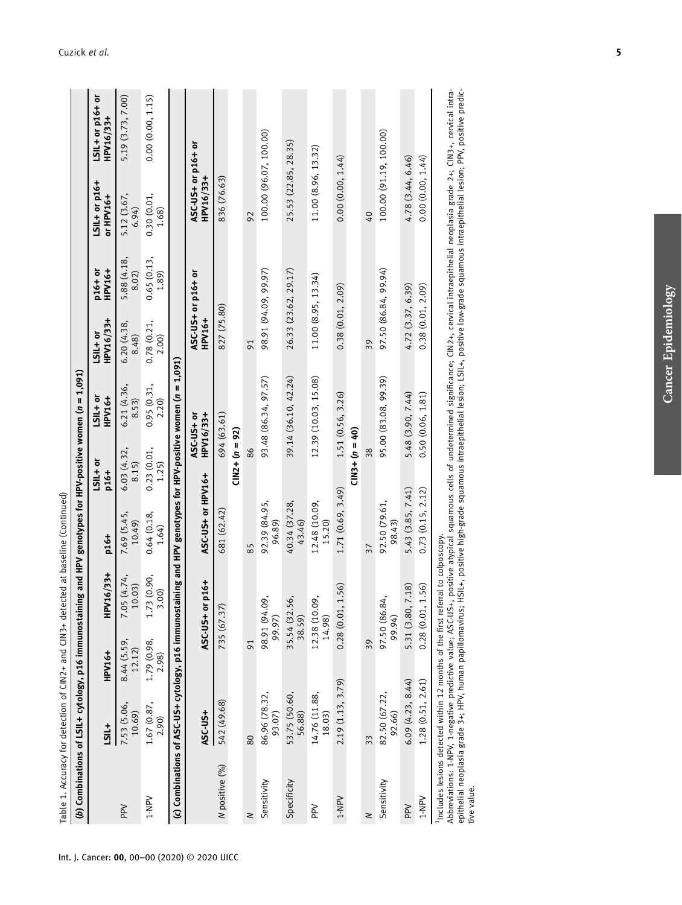Table 1. Accuracy for detection of CIN2+ and CIN3+ detected at baseline (Continued)

*(b) Combinations of LSIL+ cytology, p16 immunostaining and HPV genotypes for HPV-positive women (n = 1,091)*

| | LSIL+ | HPV16+ | HPV16/33+ | p16+ | LSIL+ or p16+ | LSIL+ or HPV16+ | LSIL+ or HPV16/33+ | p16+ or HPV16+ | LSIL+ or p16+ or HPV16+ | LSIL+ or p16+ or HPV16/33+ |
|---|---|---|---|---|---|---|---|---|---|---|
| PPV | 7.53 (5.06, 10.69) | 8.44 (5.59, 12.12) | 7.05 (4.74, 10.03) | 7.69 (5.45, 10.49) | 6.03 (4.32, 8.15) | 6.21 (4.36, 8.53) | 6.20 (4.38, 8.48) | 5.88 (4.18, 8.02) | 5.12 (3.67, 6.94) | 5.19 (3.73, 7.00) |
| 1-NPV | 1.67 (0.87, 2.90) | 1.79 (0.98, 2.98) | 1.73 (0.90, 3.00) | 0.64 (0.18, 1.64) | 0.23 (0.01, 1.25) | 0.95 (0.31, 2.20) | 0.78 (0.21, 2.00) | 0.65 (0.13, 1.89) | 0.30 (0.01, 1.68) | 0.00 (0.00, 1.15) |

*(c) Combinations of ASC-US+ cytology, p16 immunostaining and HPV genotypes for HPV-positive women (n = 1,091)*

| | ASC-US+ | ASC-US+ or p16+ | ASC-US+ or HPV16+ | ASC-US+ or HPV16/33+ | ASC-US+ or p16+ or HPV16+ | ASC-US+ or p16+ or HPV16/33+ |
|---|---|---|---|---|---|---|
| N positive (%) | 542 (49.68) | 735 (67.37) | 681 (62.42) | 694 (63.61) | 827 (75.80) | 836 (76.63) |
| **CIN2+ (n = 92)** | | | | | | |
| N | 80 | 91 | 85 | 86 | 91 | 92 |
| Sensitivity | 86.96 (78.32, 93.07) | 98.91 (94.09, 99.97) | 92.39 (84.95, 96.89) | 93.48 (86.34, 97.57) | 98.91 (94.09, 99.97) | 100.00 (96.07, 100.00) |
| Specificity | 53.75 (50.60, 56.88) | 35.54 (32.56, 38.59) | 40.34 (37.28, 43.46) | 39.14 (36.10, 42.24) | 26.33 (23.62, 29.17) | 25.53 (22.85, 28.35) |
| PPV | 14.76 (11.88, 18.03) | 12.38 (10.09, 14.98) | 12.48 (10.09, 15.20) | 12.39 (10.03, 15.08) | 11.00 (8.95, 13.34) | 11.00 (8.96, 13.32) |
| 1-NPV | 2.19 (1.13, 3.79) | 0.28 (0.01, 1.56) | 1.71 (0.69, 3.49) | 1.51 (0.56, 3.26) | 0.38 (0.01, 2.09) | 0.00 (0.00, 1.44) |
| **CIN3+ (n = 40)** | | | | | | |
| N | 33 | 39 | 37 | 38 | 39 | 40 |
| Sensitivity | 82.50 (67.22, 92.66) | 97.50 (86.84, 99.94) | 92.50 (79.61, 98.43) | 95.00 (83.08, 99.39) | 97.50 (86.84, 99.94) | 100.00 (91.19, 100.00) |
| PPV | 6.09 (4.23, 8.44) | 5.31 (3.80, 7.18) | 5.43 (3.85, 7.41) | 5.48 (3.90, 7.44) | 4.72 (3.37, 6.39) | 4.78 (3.44, 6.46) |
| 1-NPV | 1.28 (0.51, 2.61) | 0.28 (0.01, 1.56) | 0.73 (0.15, 2.12) | 0.50 (0.06, 1.81) | 0.38 (0.01, 2.09) | 0.00 (0.00, 1.44) |

[1]Includes lesions detected within 12 months of the first referral to colposcopy.

Abbreviations: 1-NPV, 1-negative predictive value; ASC-US+, positive atypical squamous cells of undetermined significance; CIN2+, cervical intraepithelial neoplasia grade 2+; CIN3+, cervical intraepithelial neoplasia grade 3+; HPV, human papillomavirus; HSIL+, positive high-grade squamous intraepithelial lesion; LSIL+, positive low-grade squamous intraepithelial lesion; PPV, positive predictive value.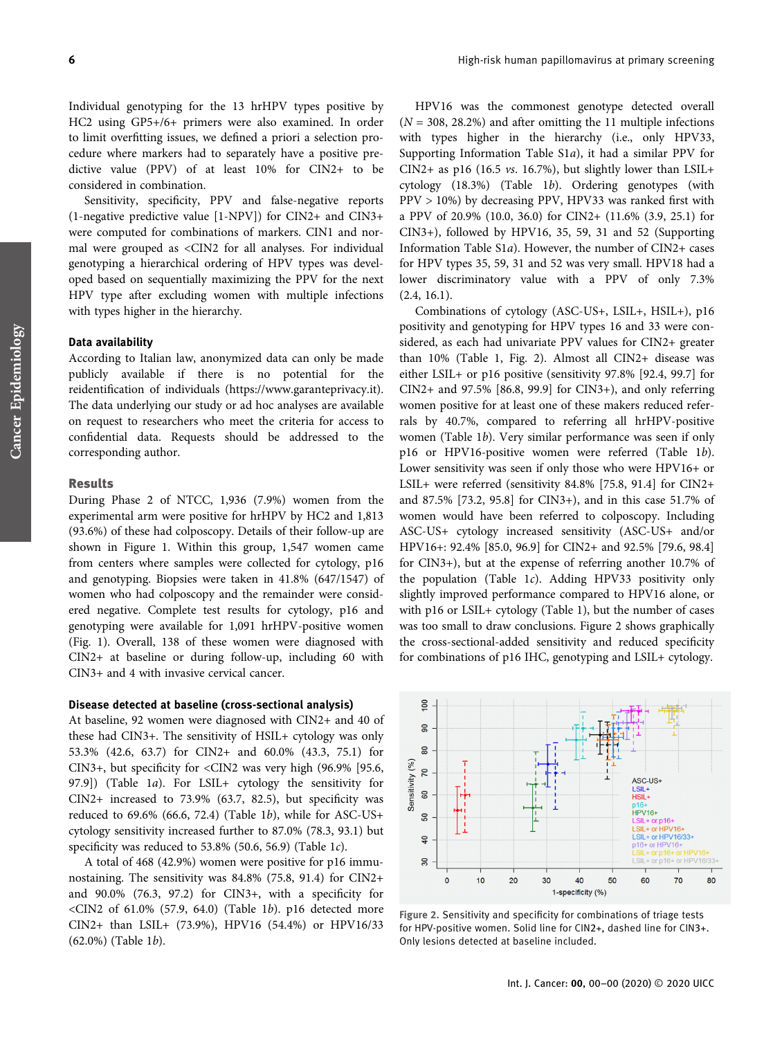Individual genotyping for the 13 hrHPV types positive by HC2 using GP5+/6+ primers were also examined. In order to limit overfitting issues, we defined a priori a selection procedure where markers had to separately have a positive predictive value (PPV) of at least 10% for CIN2+ to be considered in combination.

Sensitivity, specificity, PPV and false-negative reports (1-negative predictive value [1-NPV]) for CIN2+ and CIN3+ were computed for combinations of markers. CIN1 and normal were grouped as <CIN2 for all analyses. For individual genotyping a hierarchical ordering of HPV types was developed based on sequentially maximizing the PPV for the next HPV type after excluding women with multiple infections with types higher in the hierarchy.

### Data availability

According to Italian law, anonymized data can only be made publicly available if there is no potential for the reidentification of individuals (https://www.garanteprivacy.it). The data underlying our study or ad hoc analyses are available on request to researchers who meet the criteria for access to confidential data. Requests should be addressed to the corresponding author.

## Results

During Phase 2 of NTCC, 1,936 (7.9%) women from the experimental arm were positive for hrHPV by HC2 and 1,813 (93.6%) of these had colposcopy. Details of their follow-up are shown in Figure 1. Within this group, 1,547 women came from centers where samples were collected for cytology, p16 and genotyping. Biopsies were taken in 41.8% (647/1547) of women who had colposcopy and the remainder were considered negative. Complete test results for cytology, p16 and genotyping were available for 1,091 hrHPV-positive women (Fig. 1). Overall, 138 of these women were diagnosed with CIN2+ at baseline or during follow-up, including 60 with CIN3+ and 4 with invasive cervical cancer.

### Disease detected at baseline (cross-sectional analysis)

At baseline, 92 women were diagnosed with CIN2+ and 40 of these had CIN3+. The sensitivity of HSIL+ cytology was only 53.3% (42.6, 63.7) for CIN2+ and 60.0% (43.3, 75.1) for CIN3+, but specificity for <CIN2 was very high (96.9% [95.6, 97.9]) (Table 1*a*). For LSIL+ cytology the sensitivity for CIN2+ increased to 73.9% (63.7, 82.5), but specificity was reduced to 69.6% (66.6, 72.4) (Table 1*b*), while for ASC-US+ cytology sensitivity increased further to 87.0% (78.3, 93.1) but specificity was reduced to 53.8% (50.6, 56.9) (Table 1*c*).

A total of 468 (42.9%) women were positive for p16 immunostaining. The sensitivity was 84.8% (75.8, 91.4) for CIN2+ and 90.0% (76.3, 97.2) for CIN3+, with a specificity for <CIN2 of 61.0% (57.9, 64.0) (Table 1*b*). p16 detected more CIN2+ than LSIL+ (73.9%), HPV16 (54.4%) or HPV16/33 (62.0%) (Table 1*b*).

HPV16 was the commonest genotype detected overall (*N* = 308, 28.2%) and after omitting the 11 multiple infections with types higher in the hierarchy (i.e., only HPV33, Supporting Information Table S1*a*), it had a similar PPV for CIN2+ as p16 (16.5 *vs*. 16.7%), but slightly lower than LSIL+ cytology (18.3%) (Table 1*b*). Ordering genotypes (with PPV > 10%) by decreasing PPV, HPV33 was ranked first with a PPV of 20.9% (10.0, 36.0) for CIN2+ (11.6% (3.9, 25.1) for CIN3+), followed by HPV16, 35, 59, 31 and 52 (Supporting Information Table S1*a*). However, the number of CIN2+ cases for HPV types 35, 59, 31 and 52 was very small. HPV18 had a lower discriminatory value with a PPV of only 7.3% (2.4, 16.1).

Combinations of cytology (ASC-US+, LSIL+, HSIL+), p16 positivity and genotyping for HPV types 16 and 33 were considered, as each had univariate PPV values for CIN2+ greater than 10% (Table 1, Fig. 2). Almost all CIN2+ disease was either LSIL+ or p16 positive (sensitivity 97.8% [92.4, 99.7] for CIN2+ and 97.5% [86.8, 99.9] for CIN3+), and only referring women positive for at least one of these makers reduced referrals by 40.7%, compared to referring all hrHPV-positive women (Table 1*b*). Very similar performance was seen if only p16 or HPV16-positive women were referred (Table 1*b*). Lower sensitivity was seen if only those who were HPV16+ or LSIL+ were referred (sensitivity 84.8% [75.8, 91.4] for CIN2+ and 87.5% [73.2, 95.8] for CIN3+), and in this case 51.7% of women would have been referred to colposcopy. Including ASC-US+ cytology increased sensitivity (ASC-US+ and/or HPV16+: 92.4% [85.0, 96.9] for CIN2+ and 92.5% [79.6, 98.4] for CIN3+), but at the expense of referring another 10.7% of the population (Table 1*c*). Adding HPV33 positivity only slightly improved performance compared to HPV16 alone, or with p16 or LSIL+ cytology (Table 1), but the number of cases was too small to draw conclusions. Figure 2 shows graphically the cross-sectional-added sensitivity and reduced specificity for combinations of p16 IHC, genotyping and LSIL+ cytology.

Figure 2. Sensitivity and specificity for combinations of triage tests for HPV-positive women. Solid line for CIN2+, dashed line for CIN3+. Only lesions detected at baseline included.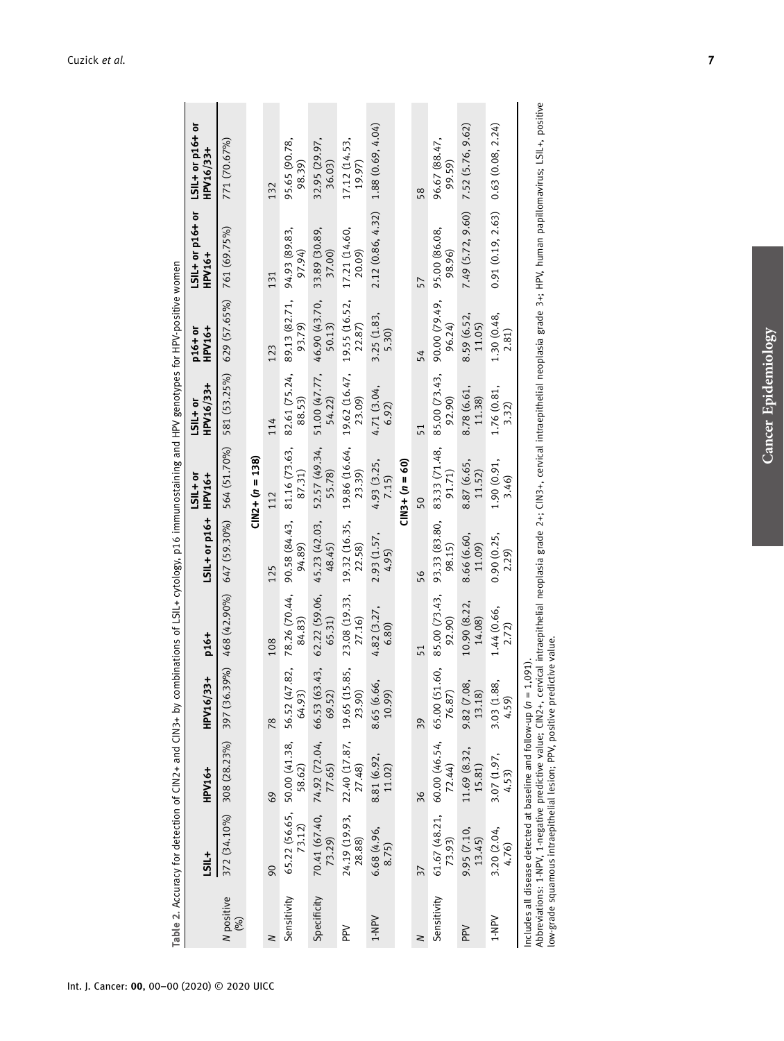Table 2. Accuracy for detection of CIN2+ and CIN3+ by combinations of LSIL+ cytology, p16 immunostaining and HPV genotypes for HPV-positive women

| | LSIL+ | HPV16+ | HPV16/33+ | p16+ | LSIL+ or p16+ | LSIL+ or HPV16+ | LSIL+ or HPV16/33+ | p16+ or HPV16+ | LSIL+ or p16+ or HPV16+ | LSIL+ or p16+ or HPV16/33+ |
|---|---|---|---|---|---|---|---|---|---|---|
| N positive (%) | 372 (34.10%) | 308 (28.23%) | 397 (36.39%) | 468 (42.90%) | 647 (59.30%) | 564 (51.70%) | 581 (53.25%) | 629 (57.65%) | 761 (69.75%) | 771 (70.67%) |
| **CIN2+ (n = 138)** | | | | | | | | | | |
| N | 90 | 69 | 78 | 108 | 125 | 112 | 114 | 123 | 131 | 132 |
| Sensitivity | 65.22 (56.65, 73.12) | 50.00 (41.38, 58.62) | 56.52 (47.82, 64.93) | 78.26 (70.44, 84.83) | 90.58 (84.43, 94.89) | 81.16 (73.63, 87.31) | 82.61 (75.24, 88.53) | 89.13 (82.71, 93.79) | 94.93 (89.83, 97.94) | 95.65 (90.78, 98.39) |
| Specificity | 70.41 (67.40, 73.29) | 74.92 (72.04, 77.65) | 66.53 (63.43, 69.52) | 62.22 (59.06, 65.31) | 45.23 (42.03, 48.45) | 52.57 (49.34, 55.78) | 51.00 (47.77, 54.22) | 46.90 (43.70, 50.13) | 33.89 (30.89, 37.00) | 32.95 (29.97, 36.03) |
| PPV | 24.19 (19.93, 28.88) | 22.40 (17.87, 27.48) | 19.65 (15.85, 23.90) | 23.08 (19.33, 27.16) | 19.32 (16.35, 22.58) | 19.86 (16.64, 23.39) | 19.62 (16.47, 23.09) | 19.55 (16.52, 22.87) | 17.21 (14.60, 20.09) | 17.12 (14.53, 19.97) |
| 1-NPV | 6.68 (4.96, 8.75) | 8.81 (6.92, 11.02) | 8.65 (6.66, 10.99) | 4.82 (3.27, 6.80) | 2.93 (1.57, 4.95) | 4.93 (3.25, 7.15) | 4.71 (3.04, 6.92) | 3.25 (1.83, 5.30) | 2.12 (0.86, 4.32) | 1.88 (0.69, 4.04) |
| **CIN3+ (n = 60)** | | | | | | | | | | |
| N | 37 | 36 | 39 | 51 | 56 | 50 | 51 | 54 | 57 | 58 |
| Sensitivity | 61.67 (48.21, 73.93) | 60.00 (46.54, 72.44) | 65.00 (51.60, 76.87) | 85.00 (73.43, 92.90) | 93.33 (83.80, 98.15) | 83.33 (71.48, 91.71) | 85.00 (73.43, 92.90) | 90.00 (79.49, 96.24) | 95.00 (86.08, 98.96) | 96.67 (88.47, 99.59) |
| PPV | 9.95 (7.10, 13.45) | 11.69 (8.32, 15.81) | 9.82 (7.08, 13.18) | 10.90 (8.22, 14.08) | 8.66 (6.60, 11.09) | 8.87 (6.65, 11.52) | 8.78 (6.61, 11.38) | 8.59 (6.52, 11.05) | 7.49 (5.72, 9.60) | 7.52 (5.76, 9.62) |
| 1-NPV | 3.20 (2.04, 4.76) | 3.07 (1.97, 4.53) | 3.03 (1.88, 4.59) | 1.44 (0.66, 2.72) | 0.90 (0.25, 2.29) | 1.90 (0.91, 3.46) | 1.76 (0.81, 3.32) | 1.30 (0.48, 2.81) | 0.91 (0.19, 2.63) | 0.63 (0.08, 2.24) |

Includes all disease detected at baseline and follow-up (n = 1,091).

Abbreviations: 1-NPV, 1-negative predictive value; CIN2+, cervical intraepithelial neoplasia grade 2+; CIN3+, cervical intraepithelial neoplasia grade 3+; HPV, human papillomavirus; LSIL+, positive low-grade squamous intraepithelial lesion; PPV, positive predictive value.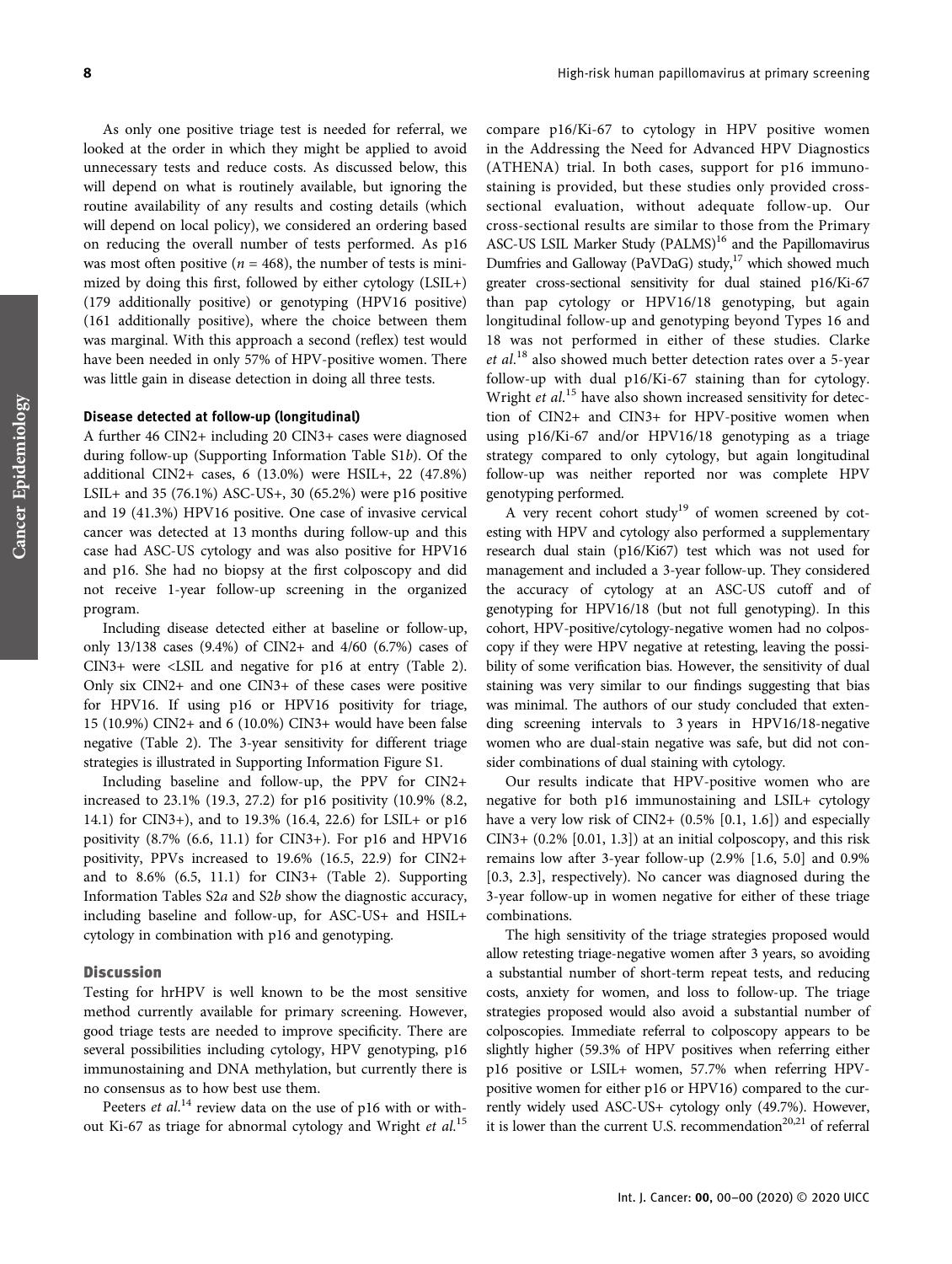As only one positive triage test is needed for referral, we looked at the order in which they might be applied to avoid unnecessary tests and reduce costs. As discussed below, this will depend on what is routinely available, but ignoring the routine availability of any results and costing details (which will depend on local policy), we considered an ordering based on reducing the overall number of tests performed. As p16 was most often positive ($n = 468$), the number of tests is minimized by doing this first, followed by either cytology (LSIL+) (179 additionally positive) or genotyping (HPV16 positive) (161 additionally positive), where the choice between them was marginal. With this approach a second (reflex) test would have been needed in only 57% of HPV-positive women. There was little gain in disease detection in doing all three tests.

#### Disease detected at follow-up (longitudinal)

A further 46 CIN2+ including 20 CIN3+ cases were diagnosed during follow-up (Supporting Information Table S1*b*). Of the additional CIN2+ cases, 6 (13.0%) were HSIL+, 22 (47.8%) LSIL+ and 35 (76.1%) ASC-US+, 30 (65.2%) were p16 positive and 19 (41.3%) HPV16 positive. One case of invasive cervical cancer was detected at 13 months during follow-up and this case had ASC-US cytology and was also positive for HPV16 and p16. She had no biopsy at the first colposcopy and did not receive 1-year follow-up screening in the organized program.

Including disease detected either at baseline or follow-up, only 13/138 cases (9.4%) of CIN2+ and 4/60 (6.7%) cases of CIN3+ were <LSIL and negative for p16 at entry (Table 2). Only six CIN2+ and one CIN3+ of these cases were positive for HPV16. If using p16 or HPV16 positivity for triage, 15 (10.9%) CIN2+ and 6 (10.0%) CIN3+ would have been false negative (Table 2). The 3-year sensitivity for different triage strategies is illustrated in Supporting Information Figure S1.

Including baseline and follow-up, the PPV for CIN2+ increased to 23.1% (19.3, 27.2) for p16 positivity (10.9% (8.2, 14.1) for CIN3+), and to 19.3% (16.4, 22.6) for LSIL+ or p16 positivity (8.7% (6.6, 11.1) for CIN3+). For p16 and HPV16 positivity, PPVs increased to 19.6% (16.5, 22.9) for CIN2+ and to 8.6% (6.5, 11.1) for CIN3+ (Table 2). Supporting Information Tables S2*a* and S2*b* show the diagnostic accuracy, including baseline and follow-up, for ASC-US+ and HSIL+ cytology in combination with p16 and genotyping.

### Discussion

Testing for hrHPV is well known to be the most sensitive method currently available for primary screening. However, good triage tests are needed to improve specificity. There are several possibilities including cytology, HPV genotyping, p16 immunostaining and DNA methylation, but currently there is no consensus as to how best use them.

Peeters *et al.*[14] review data on the use of p16 with or without Ki-67 as triage for abnormal cytology and Wright *et al.*[15] compare p16/Ki-67 to cytology in HPV positive women in the Addressing the Need for Advanced HPV Diagnostics (ATHENA) trial. In both cases, support for p16 immunostaining is provided, but these studies only provided cross-sectional evaluation, without adequate follow-up. Our cross-sectional results are similar to those from the Primary ASC-US LSIL Marker Study (PALMS)[16] and the Papillomavirus Dumfries and Galloway (PaVDaG) study,[17] which showed much greater cross-sectional sensitivity for dual stained p16/Ki-67 than pap cytology or HPV16/18 genotyping, but again longitudinal follow-up and genotyping beyond Types 16 and 18 was not performed in either of these studies. Clarke *et al.*[18] also showed much better detection rates over a 5-year follow-up with dual p16/Ki-67 staining than for cytology. Wright *et al.*[15] have also shown increased sensitivity for detection of CIN2+ and CIN3+ for HPV-positive women when using p16/Ki-67 and/or HPV16/18 genotyping as a triage strategy compared to only cytology, but again longitudinal follow-up was neither reported nor was complete HPV genotyping performed.

A very recent cohort study[19] of women screened by cotesting with HPV and cytology also performed a supplementary research dual stain (p16/Ki67) test which was not used for management and included a 3-year follow-up. They considered the accuracy of cytology at an ASC-US cutoff and of genotyping for HPV16/18 (but not full genotyping). In this cohort, HPV-positive/cytology-negative women had no colposcopy if they were HPV negative at retesting, leaving the possibility of some verification bias. However, the sensitivity of dual staining was very similar to our findings suggesting that bias was minimal. The authors of our study concluded that extending screening intervals to 3 years in HPV16/18-negative women who are dual-stain negative was safe, but did not consider combinations of dual staining with cytology.

Our results indicate that HPV-positive women who are negative for both p16 immunostaining and LSIL+ cytology have a very low risk of CIN2+ (0.5% [0.1, 1.6]) and especially CIN3+ (0.2% [0.01, 1.3]) at an initial colposcopy, and this risk remains low after 3-year follow-up (2.9% [1.6, 5.0] and 0.9% [0.3, 2.3], respectively). No cancer was diagnosed during the 3-year follow-up in women negative for either of these triage combinations.

The high sensitivity of the triage strategies proposed would allow retesting triage-negative women after 3 years, so avoiding a substantial number of short-term repeat tests, and reducing costs, anxiety for women, and loss to follow-up. The triage strategies proposed would also avoid a substantial number of colposcopies. Immediate referral to colposcopy appears to be slightly higher (59.3% of HPV positives when referring either p16 positive or LSIL+ women, 57.7% when referring HPV-positive women for either p16 or HPV16) compared to the currently widely used ASC-US+ cytology only (49.7%). However, it is lower than the current U.S. recommendation[20,21] of referral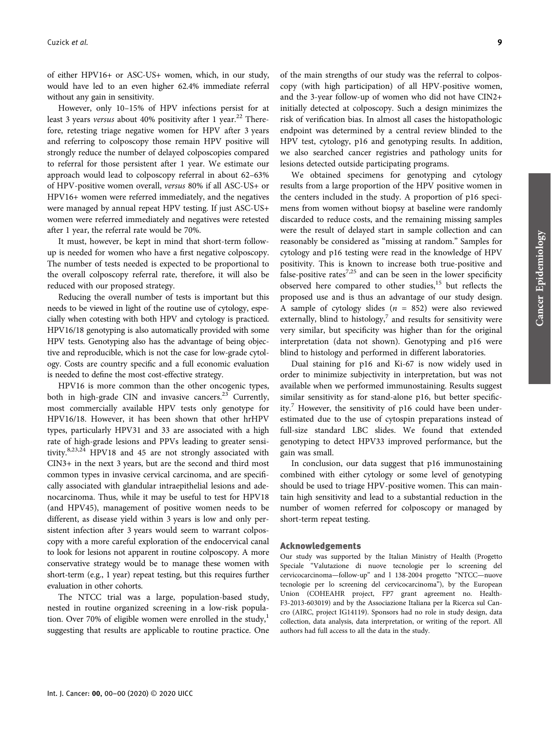of either HPV16+ or ASC-US+ women, which, in our study, would have led to an even higher 62.4% immediate referral without any gain in sensitivity.

However, only 10–15% of HPV infections persist for at least 3 years *versus* about 40% positivity after 1 year.[22] Therefore, retesting triage negative women for HPV after 3 years and referring to colposcopy those remain HPV positive will strongly reduce the number of delayed colposcopies compared to referral for those persistent after 1 year. We estimate our approach would lead to colposcopy referral in about 62–63% of HPV-positive women overall, *versus* 80% if all ASC-US+ or HPV16+ women were referred immediately, and the negatives were managed by annual repeat HPV testing. If just ASC-US+ women were referred immediately and negatives were retested after 1 year, the referral rate would be 70%.

It must, however, be kept in mind that short-term follow-up is needed for women who have a first negative colposcopy. The number of tests needed is expected to be proportional to the overall colposcopy referral rate, therefore, it will also be reduced with our proposed strategy.

Reducing the overall number of tests is important but this needs to be viewed in light of the routine use of cytology, especially when cotesting with both HPV and cytology is practiced. HPV16/18 genotyping is also automatically provided with some HPV tests. Genotyping also has the advantage of being objective and reproducible, which is not the case for low-grade cytology. Costs are country specific and a full economic evaluation is needed to define the most cost-effective strategy.

HPV16 is more common than the other oncogenic types, both in high-grade CIN and invasive cancers.[23] Currently, most commercially available HPV tests only genotype for HPV16/18. However, it has been shown that other hrHPV types, particularly HPV31 and 33 are associated with a high rate of high-grade lesions and PPVs leading to greater sensitivity.[8,23,24] HPV18 and 45 are not strongly associated with CIN3+ in the next 3 years, but are the second and third most common types in invasive cervical carcinoma, and are specifically associated with glandular intraepithelial lesions and adenocarcinoma. Thus, while it may be useful to test for HPV18 (and HPV45), management of positive women needs to be different, as disease yield within 3 years is low and only persistent infection after 3 years would seem to warrant colposcopy with a more careful exploration of the endocervical canal to look for lesions not apparent in routine colposcopy. A more conservative strategy would be to manage these women with short-term (e.g., 1 year) repeat testing, but this requires further evaluation in other cohorts.

The NTCC trial was a large, population-based study, nested in routine organized screening in a low-risk population. Over 70% of eligible women were enrolled in the study,[1] suggesting that results are applicable to routine practice. One of the main strengths of our study was the referral to colposcopy (with high participation) of all HPV-positive women, and the 3-year follow-up of women who did not have CIN2+ initially detected at colposcopy. Such a design minimizes the risk of verification bias. In almost all cases the histopathologic endpoint was determined by a central review blinded to the HPV test, cytology, p16 and genotyping results. In addition, we also searched cancer registries and pathology units for lesions detected outside participating programs.

We obtained specimens for genotyping and cytology results from a large proportion of the HPV positive women in the centers included in the study. A proportion of p16 specimens from women without biopsy at baseline were randomly discarded to reduce costs, and the remaining missing samples were the result of delayed start in sample collection and can reasonably be considered as "missing at random." Samples for cytology and p16 testing were read in the knowledge of HPV positivity. This is known to increase both true-positive and false-positive rates[7,25] and can be seen in the lower specificity observed here compared to other studies,[15] but reflects the proposed use and is thus an advantage of our study design. A sample of cytology slides ($n$ = 852) were also reviewed externally, blind to histology,[7] and results for sensitivity were very similar, but specificity was higher than for the original interpretation (data not shown). Genotyping and p16 were blind to histology and performed in different laboratories.

Dual staining for p16 and Ki-67 is now widely used in order to minimize subjectivity in interpretation, but was not available when we performed immunostaining. Results suggest similar sensitivity as for stand-alone p16, but better specificity.[7] However, the sensitivity of p16 could have been underestimated due to the use of cytospin preparations instead of full-size standard LBC slides. We found that extended genotyping to detect HPV33 improved performance, but the gain was small.

In conclusion, our data suggest that p16 immunostaining combined with either cytology or some level of genotyping should be used to triage HPV-positive women. This can maintain high sensitivity and lead to a substantial reduction in the number of women referred for colposcopy or managed by short-term repeat testing.

## Acknowledgements

Our study was supported by the Italian Ministry of Health (Progetto Speciale "Valutazione di nuove tecnologie per lo screening del cervicocarcinoma—follow-up" and l 138-2004 progetto "NTCC—nuove tecnologie per lo screening del cervicocarcinoma"), by the European Union (COHEAHR project, FP7 grant agreement no. Health-F3-2013-603019) and by the Associazione Italiana per la Ricerca sul Cancro (AIRC, project IG14119). Sponsors had no role in study design, data collection, data analysis, data interpretation, or writing of the report. All authors had full access to all the data in the study.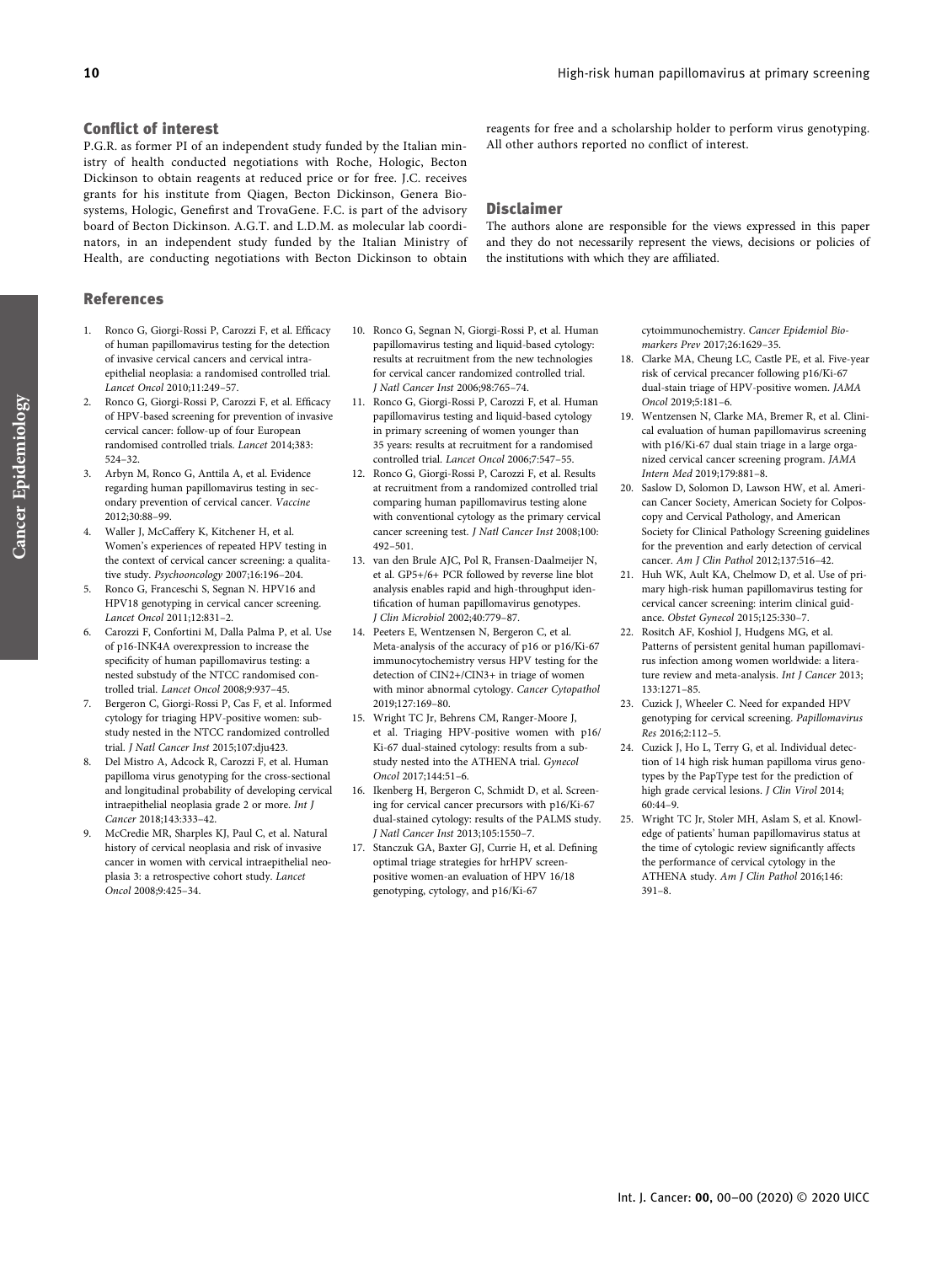## Conflict of interest

P.G.R. as former PI of an independent study funded by the Italian ministry of health conducted negotiations with Roche, Hologic, Becton Dickinson to obtain reagents at reduced price or for free. J.C. receives grants for his institute from Qiagen, Becton Dickinson, Genera Biosystems, Hologic, Genefirst and TrovaGene. F.C. is part of the advisory board of Becton Dickinson. A.G.T. and L.D.M. as molecular lab coordinators, in an independent study funded by the Italian Ministry of Health, are conducting negotiations with Becton Dickinson to obtain reagents for free and a scholarship holder to perform virus genotyping. All other authors reported no conflict of interest.

## Disclaimer

The authors alone are responsible for the views expressed in this paper and they do not necessarily represent the views, decisions or policies of the institutions with which they are affiliated.

## References

1. Ronco G, Giorgi-Rossi P, Carozzi F, et al. Efficacy of human papillomavirus testing for the detection of invasive cervical cancers and cervical intraepithelial neoplasia: a randomised controlled trial. *Lancet Oncol* 2010;11:249–57.
2. Ronco G, Dillner J, Elfström KM, et al. Efficacy of HPV-based screening for prevention of invasive cervical cancer: follow-up of four European randomised controlled trials. *Lancet* 2014;383: 524–32.
3. Arbyn M, Ronco G, Anttila A, et al. Evidence regarding human papillomavirus testing in secondary prevention of cervical cancer. *Vaccine* 2012;30:88–99.
4. Waller J, McCaffery K, Kitchener H, et al. Women's experiences of repeated HPV testing in the context of cervical cancer screening: a qualitative study. *Psychooncology* 2007;16:196–204.
5. Ronco G, Franceschi S, Segnan N. HPV16 and HPV18 genotyping in cervical cancer screening. *Lancet Oncol* 2011;12:831–2.
6. Carozzi F, Confortini M, Dalla Palma P, et al. Use of p16-INK4A overexpression to increase the specificity of human papillomavirus testing: a nested substudy of the NTCC randomised controlled trial. *Lancet Oncol* 2008;9:937–45.
7. Bergeron C, Giorgi-Rossi P, Cas F, et al. Informed cytology for triaging HPV-positive women: substudy nested in the NTCC randomized controlled trial. *J Natl Cancer Inst* 2015;107:dju423.
8. Del Mistro A, Adcock R, Carozzi F, et al. Human papilloma virus genotyping for the cross-sectional and longitudinal probability of developing cervical intraepithelial neoplasia grade 2 or more. *Int J Cancer* 2018;143:333–42.
9. McCredie MR, Sharples KJ, Paul C, et al. Natural history of cervical neoplasia and risk of invasive cancer in women with cervical intraepithelial neoplasia 3: a retrospective cohort study. *Lancet Oncol* 2008;9:425–34.
10. Ronco G, Segnan N, Giorgi-Rossi P, et al. Human papillomavirus testing and liquid-based cytology: results at recruitment from the new technologies for cervical cancer randomized controlled trial. *J Natl Cancer Inst* 2006;98:765–74.
11. Ronco G, Giorgi-Rossi P, Carozzi F, et al. Human papillomavirus testing and liquid-based cytology in primary screening of women younger than 35 years: results at recruitment for a randomised controlled trial. *Lancet Oncol* 2006;7:547–55.
12. Ronco G, Giorgi-Rossi P, Carozzi F, et al. Results at recruitment from a randomized controlled trial comparing human papillomavirus testing alone with conventional cytology as the primary cervical cancer screening test. *J Natl Cancer Inst* 2008;100: 492–501.
13. van den Brule AJC, Pol R, Fransen-Daalmeijer N, et al. GP5+/6+ PCR followed by reverse line blot analysis enables rapid and high-throughput identification of human papillomavirus genotypes. *J Clin Microbiol* 2002;40:779–87.
14. Peeters E, Wentzensen N, Bergeron C, et al. Meta-analysis of the accuracy of p16 or p16/Ki-67 immunocytochemistry versus HPV testing for the detection of CIN2+/CIN3+ in triage of women with minor abnormal cytology. *Cancer Cytopathol* 2019;127:169–80.
15. Wright TC Jr, Behrens CM, Ranger-Moore J, et al. Triaging HPV-positive women with p16/Ki-67 dual-stained cytology: results from a substudy nested into the ATHENA trial. *Gynecol Oncol* 2017;144:51–6.
16. Ikenberg H, Bergeron C, Schmidt D, et al. Screening for cervical cancer precursors with p16/Ki-67 dual-stained cytology: results of the PALMS study. *J Natl Cancer Inst* 2013;105:1550–7.
17. Stanczuk GA, Baxter GJ, Currie H, et al. Defining optimal triage strategies for hrHPV screen-positive women-an evaluation of HPV 16/18 genotyping, cytology, and p16/Ki-67 cytoimmunochemistry. *Cancer Epidemiol Biomarkers Prev* 2017;26:1629–35.
18. Clarke MA, Cheung LC, Castle PE, et al. Five-year risk of cervical precancer following p16/Ki-67 dual-stain triage of HPV-positive women. *JAMA Oncol* 2019;5:181–6.
19. Wentzensen N, Clarke MA, Bremer R, et al. Clinical evaluation of human papillomavirus screening with p16/Ki-67 dual stain triage in a large organized cervical cancer screening program. *JAMA Intern Med* 2019;179:881–8.
20. Saslow D, Solomon D, Lawson HW, et al. American Cancer Society, American Society for Colposcopy and Cervical Pathology, and American Society for Clinical Pathology Screening guidelines for the prevention and early detection of cervical cancer. *Am J Clin Pathol* 2012;137:516–42.
21. Huh WK, Ault KA, Chelmow D, et al. Use of primary high-risk human papillomavirus testing for cervical cancer screening: interim clinical guidance. *Obstet Gynecol* 2015;125:330–7.
22. Rositch AF, Koshiol J, Hudgens MG, et al. Patterns of persistent genital human papillomavirus infection among women worldwide: a literature review and meta-analysis. *Int J Cancer* 2013; 133:1271–85.
23. Cuzick J, Wheeler C. Need for expanded HPV genotyping for cervical screening. *Papillomavirus Res* 2016;2:112–5.
24. Cuzick J, Ho L, Terry G, et al. Individual detection of 14 high risk human papilloma virus genotypes by the PapType test for the prediction of high grade cervical lesions. *J Clin Virol* 2014; 60:44–9.
25. Wright TC Jr, Stoler MH, Aslam S, et al. Knowledge of patients' human papillomavirus status at the time of cytologic review significantly affects the performance of cervical cytology in the ATHENA study. *Am J Clin Pathol* 2016;146: 391–8.